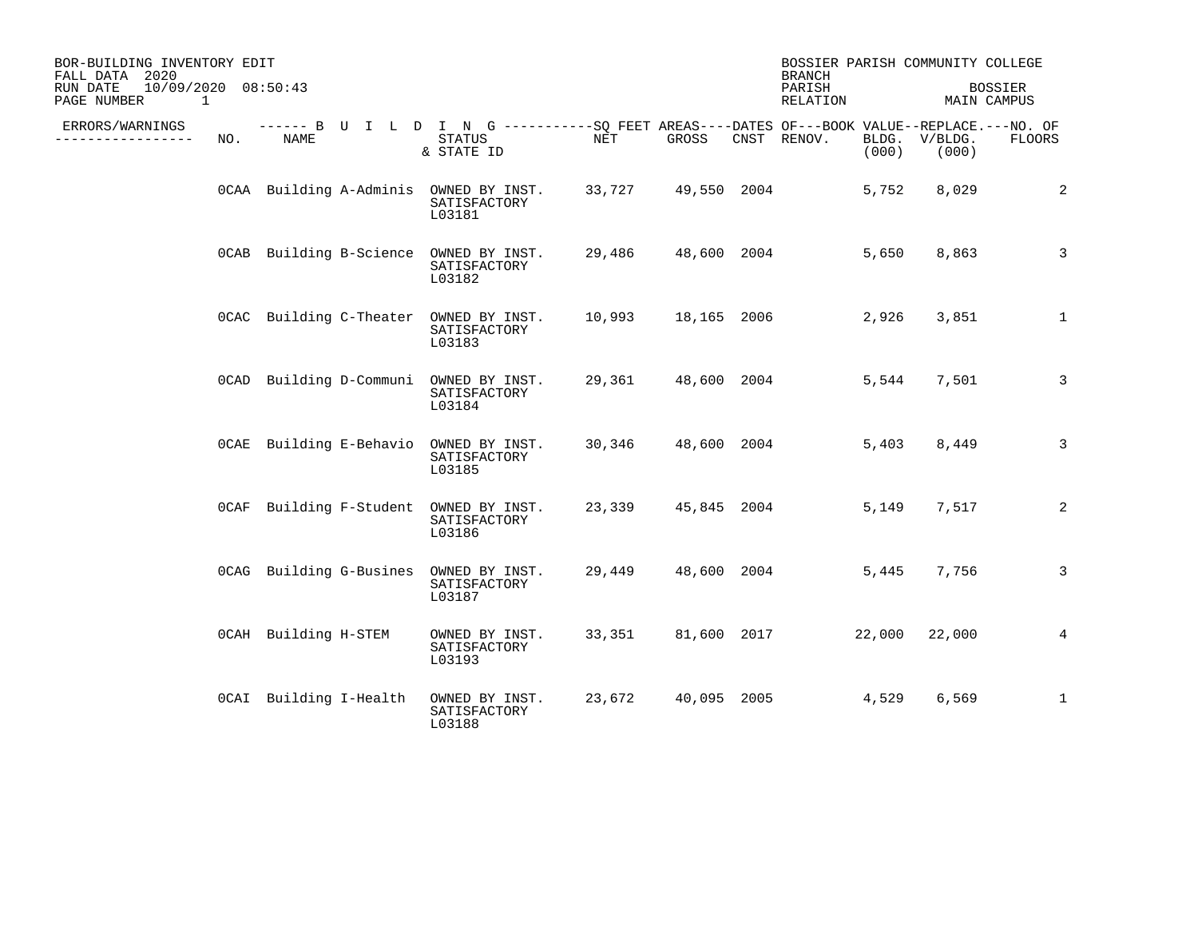BOR-BUILDING INVENTORY EDIT
FALL DATA 2020
RUN DATE 10/09/2020 08:50:43
PAGE NUMBER 1

BOSSIER PARISH COMMUNITY COLLEGE
BRANCH
PARISH BOSSIER
RELATION MAIN CAMPUS

| ERRORS/WARNINGS | NO. | NAME | STATUS & STATE ID | NET | GROSS | CNST | RENOV. | BOOK VALUE BLDG. (000) | REPLACE. V/BLDG. (000) | NO. OF FLOORS |
|---|---|---|---|---|---|---|---|---|---|---|
| | 0CAA | Building A-Adminis | OWNED BY INST. SATISFACTORY L03181 | 33,727 | 49,550 | 2004 | | 5,752 | 8,029 | 2 |
| | 0CAB | Building B-Science | OWNED BY INST. SATISFACTORY L03182 | 29,486 | 48,600 | 2004 | | 5,650 | 8,863 | 3 |
| | 0CAC | Building C-Theater | OWNED BY INST. SATISFACTORY L03183 | 10,993 | 18,165 | 2006 | | 2,926 | 3,851 | 1 |
| | 0CAD | Building D-Communi | OWNED BY INST. SATISFACTORY L03184 | 29,361 | 48,600 | 2004 | | 5,544 | 7,501 | 3 |
| | 0CAE | Building E-Behavio | OWNED BY INST. SATISFACTORY L03185 | 30,346 | 48,600 | 2004 | | 5,403 | 8,449 | 3 |
| | 0CAF | Building F-Student | OWNED BY INST. SATISFACTORY L03186 | 23,339 | 45,845 | 2004 | | 5,149 | 7,517 | 2 |
| | 0CAG | Building G-Busines | OWNED BY INST. SATISFACTORY L03187 | 29,449 | 48,600 | 2004 | | 5,445 | 7,756 | 3 |
| | 0CAH | Building H-STEM | OWNED BY INST. SATISFACTORY L03193 | 33,351 | 81,600 | 2017 | | 22,000 | 22,000 | 4 |
| | 0CAI | Building I-Health | OWNED BY INST. SATISFACTORY L03188 | 23,672 | 40,095 | 2005 | | 4,529 | 6,569 | 1 |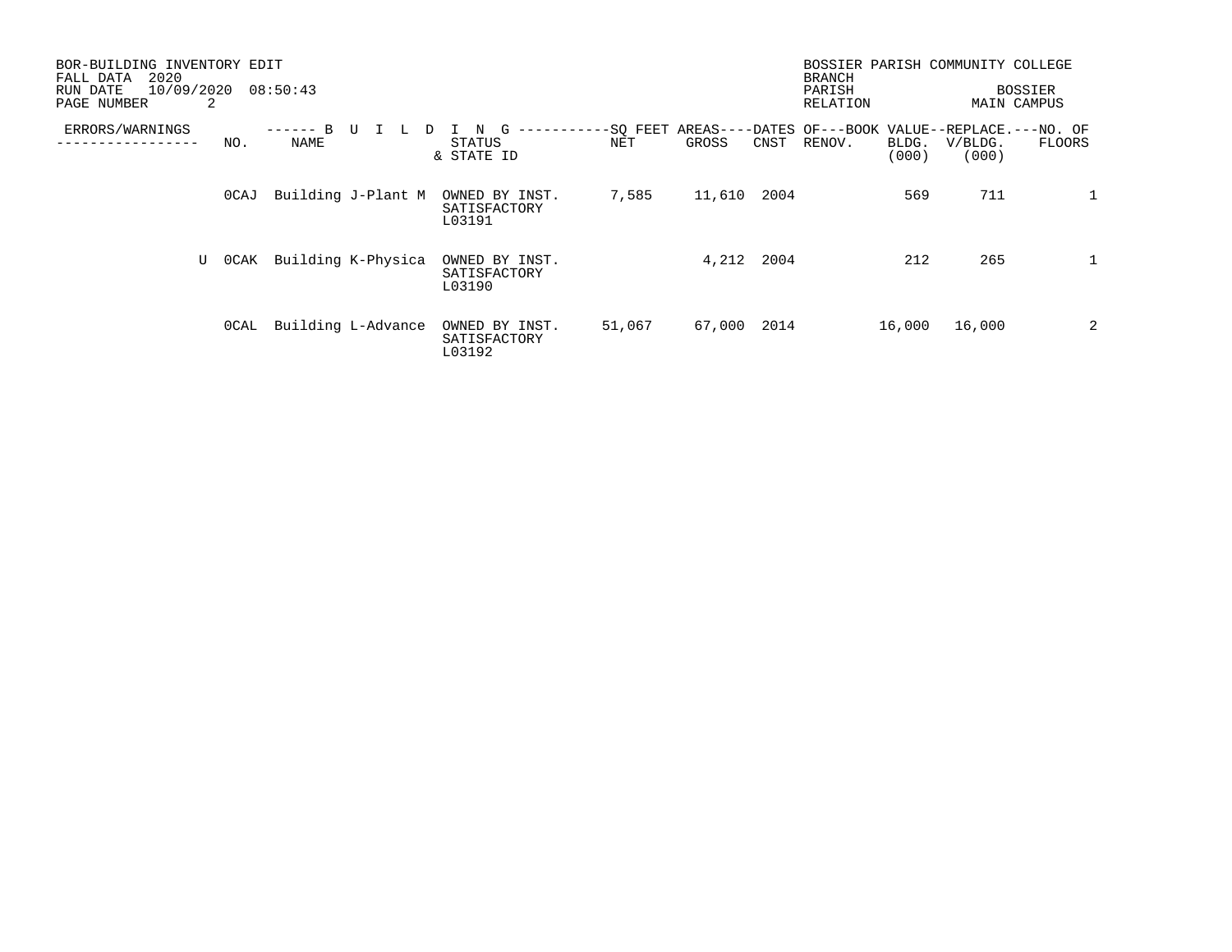BOR-BUILDING INVENTORY EDIT
FALL DATA 2020
RUN DATE 10/09/2020 08:50:43

BOSSIER PARISH COMMUNITY COLLEGE
BRANCH
PARISH BOSSIER
RELATION MAIN CAMPUS

| ERRORS/WARNINGS | NO. | NAME | STATUS & STATE ID | NET | GROSS | CNST | RENOV. | BLDG. (000) | V/BLDG. (000) | FLOORS |
|---|---|---|---|---|---|---|---|---|---|---|
| | 0CAJ | Building J-Plant M | OWNED BY INST. SATISFACTORY L03191 | 7,585 | 11,610 | 2004 | | 569 | 711 | 1 |
| U | 0CAK | Building K-Physica | OWNED BY INST. SATISFACTORY L03190 | | 4,212 | 2004 | | 212 | 265 | 1 |
| | 0CAL | Building L-Advance | OWNED BY INST. SATISFACTORY L03192 | 51,067 | 67,000 | 2014 | | 16,000 | 16,000 | 2 |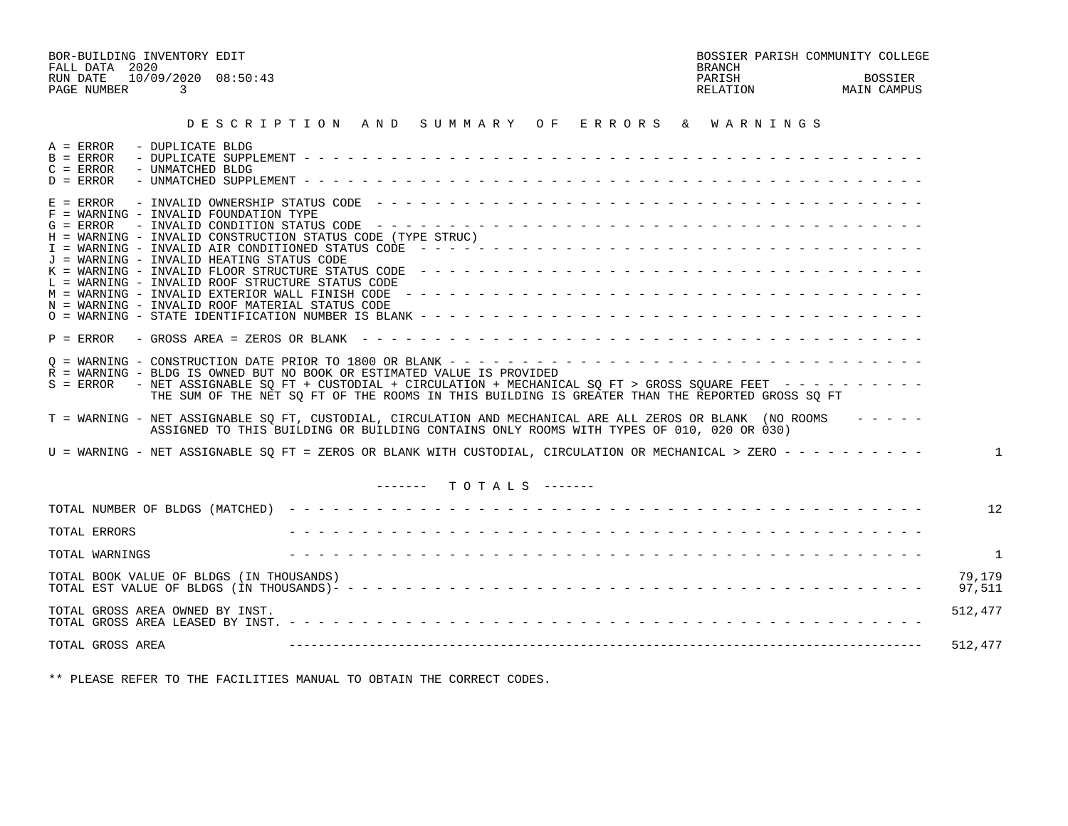BOR-BUILDING INVENTORY EDIT
FALL DATA 2020
RUN DATE 10/09/2020 08:50:43
PAGE NUMBER 3

BOSSIER PARISH COMMUNITY COLLEGE
BRANCH
PARISH BOSSIER
RELATION MAIN CAMPUS

## D E S C R I P T I O N   A N D   S U M M A R Y   O F   E R R O R S   &   W A R N I N G S

| Code | Type | Description | Count |
|---|---|---|---|
| A | ERROR | DUPLICATE BLDG | |
| B | ERROR | DUPLICATE SUPPLEMENT | |
| C | ERROR | UNMATCHED BLDG | |
| D | ERROR | UNMATCHED SUPPLEMENT | |
| E | ERROR | INVALID OWNERSHIP STATUS CODE | |
| F | WARNING | INVALID FOUNDATION TYPE | |
| G | ERROR | INVALID CONDITION STATUS CODE | |
| H | WARNING | INVALID CONSTRUCTION STATUS CODE (TYPE STRUC) | |
| I | WARNING | INVALID AIR CONDITIONED STATUS CODE | |
| J | WARNING | INVALID HEATING STATUS CODE | |
| K | WARNING | INVALID FLOOR STRUCTURE STATUS CODE | |
| L | WARNING | INVALID ROOF STRUCTURE STATUS CODE | |
| M | WARNING | INVALID EXTERIOR WALL FINISH CODE | |
| N | WARNING | INVALID ROOF MATERIAL STATUS CODE | |
| O | WARNING | STATE IDENTIFICATION NUMBER IS BLANK | |
| P | ERROR | GROSS AREA = ZEROS OR BLANK | |
| Q | WARNING | CONSTRUCTION DATE PRIOR TO 1800 OR BLANK | |
| R | WARNING | BLDG IS OWNED BUT NO BOOK OR ESTIMATED VALUE IS PROVIDED | |
| S | ERROR | NET ASSIGNABLE SQ FT + CUSTODIAL + CIRCULATION + MECHANICAL SQ FT > GROSS SQUARE FEET<br>THE SUM OF THE NET SQ FT OF THE ROOMS IN THIS BUILDING IS GREATER THAN THE REPORTED GROSS SQ FT | |
| T | WARNING | NET ASSIGNABLE SQ FT, CUSTODIAL, CIRCULATION AND MECHANICAL ARE ALL ZEROS OR BLANK (NO ROOMS ASSIGNED TO THIS BUILDING OR BUILDING CONTAINS ONLY ROOMS WITH TYPES OF 010, 020 OR 030) | |
| U | WARNING | NET ASSIGNABLE SQ FT = ZEROS OR BLANK WITH CUSTODIAL, CIRCULATION OR MECHANICAL > ZERO | 1 |

## ------- T O T A L S -------

| | |
|---|---|
| TOTAL NUMBER OF BLDGS (MATCHED) | 12 |
| TOTAL ERRORS | |
| TOTAL WARNINGS | 1 |
| TOTAL BOOK VALUE OF BLDGS (IN THOUSANDS) | 79,179 |
| TOTAL EST VALUE OF BLDGS (IN THOUSANDS) | 97,511 |
| TOTAL GROSS AREA OWNED BY INST. | 512,477 |
| TOTAL GROSS AREA LEASED BY INST. | |
| TOTAL GROSS AREA | 512,477 |

** PLEASE REFER TO THE FACILITIES MANUAL TO OBTAIN THE CORRECT CODES.